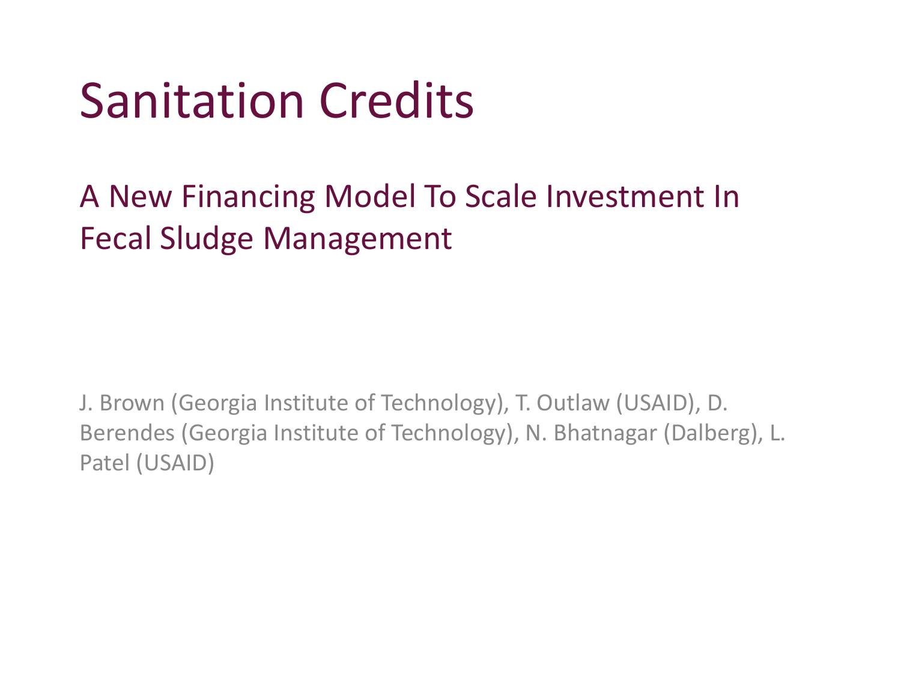# Sanitation Credits

## A New Financing Model To Scale Investment In Fecal Sludge Management

J. Brown (Georgia Institute of Technology), T. Outlaw (USAID), D. Berendes (Georgia Institute of Technology), N. Bhatnagar (Dalberg), L. Patel (USAID)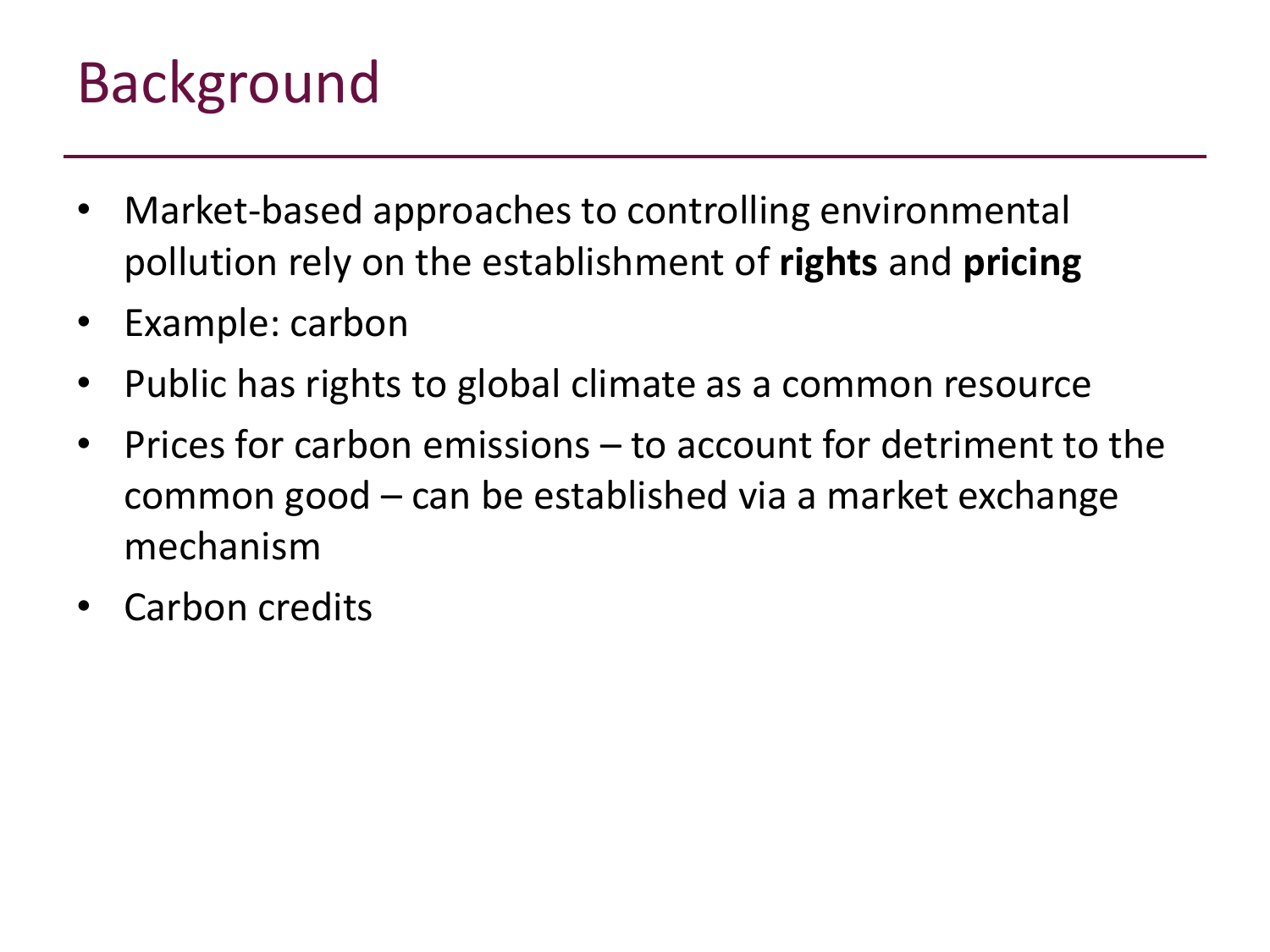# Background

- Market-based approaches to controlling environmental pollution rely on the establishment of **rights** and **pricing**
- Example: carbon
- Public has rights to global climate as a common resource
- Prices for carbon emissions – to account for detriment to the common good – can be established via a market exchange mechanism
- Carbon credits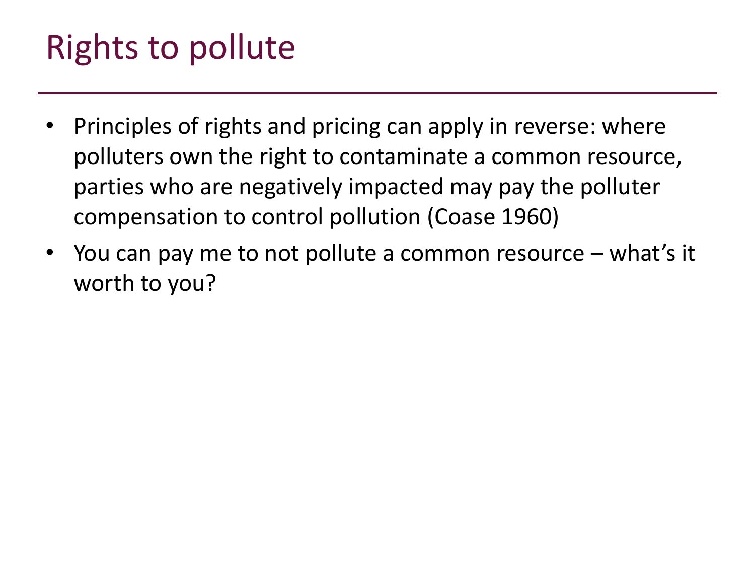# Rights to pollute

- Principles of rights and pricing can apply in reverse: where polluters own the right to contaminate a common resource, parties who are negatively impacted may pay the polluter compensation to control pollution (Coase 1960)
- You can pay me to not pollute a common resource – what's it worth to you?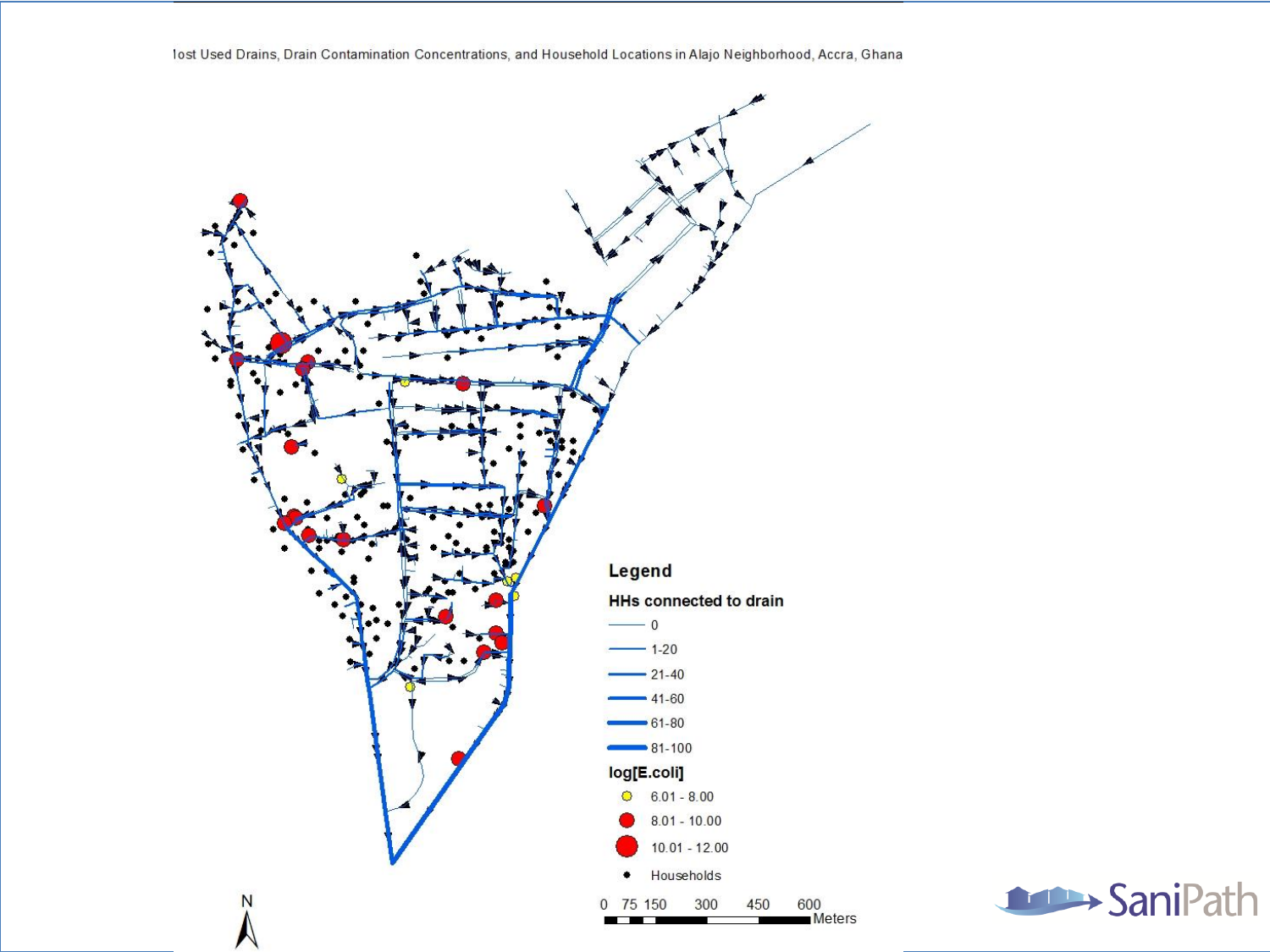Most Used Drains, Drain Contamination Concentrations, and Household Locations in Alajo Neighborhood, Accra, Ghana

**Legend**

**HHs connected to drain**

- 0
- 1-20
- 21-40
- 41-60
- 61-80
- 81-100

**log[E.coli]**

- 6.01 - 8.00
- 8.01 - 10.00
- 10.01 - 12.00
- Households

0 75 150 300 450 600 Meters

N

SaniPath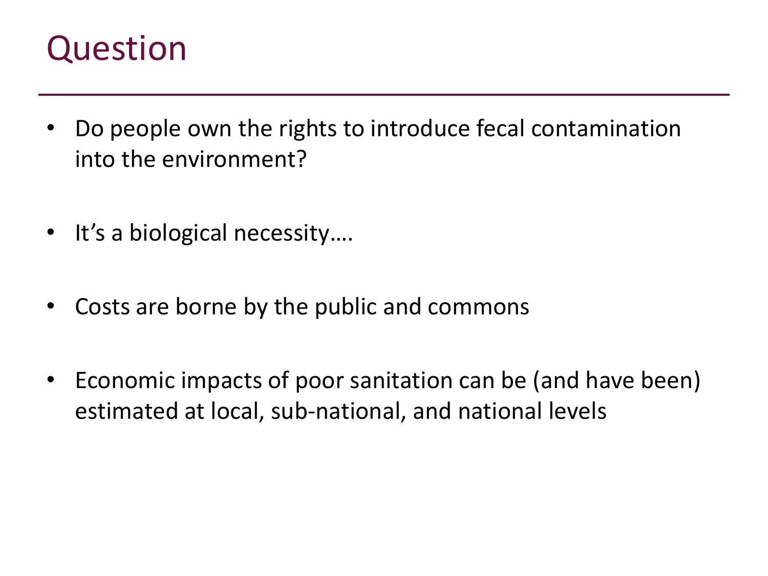# Question

- Do people own the rights to introduce fecal contamination into the environment?
- It's a biological necessity….
- Costs are borne by the public and commons
- Economic impacts of poor sanitation can be (and have been) estimated at local, sub-national, and national levels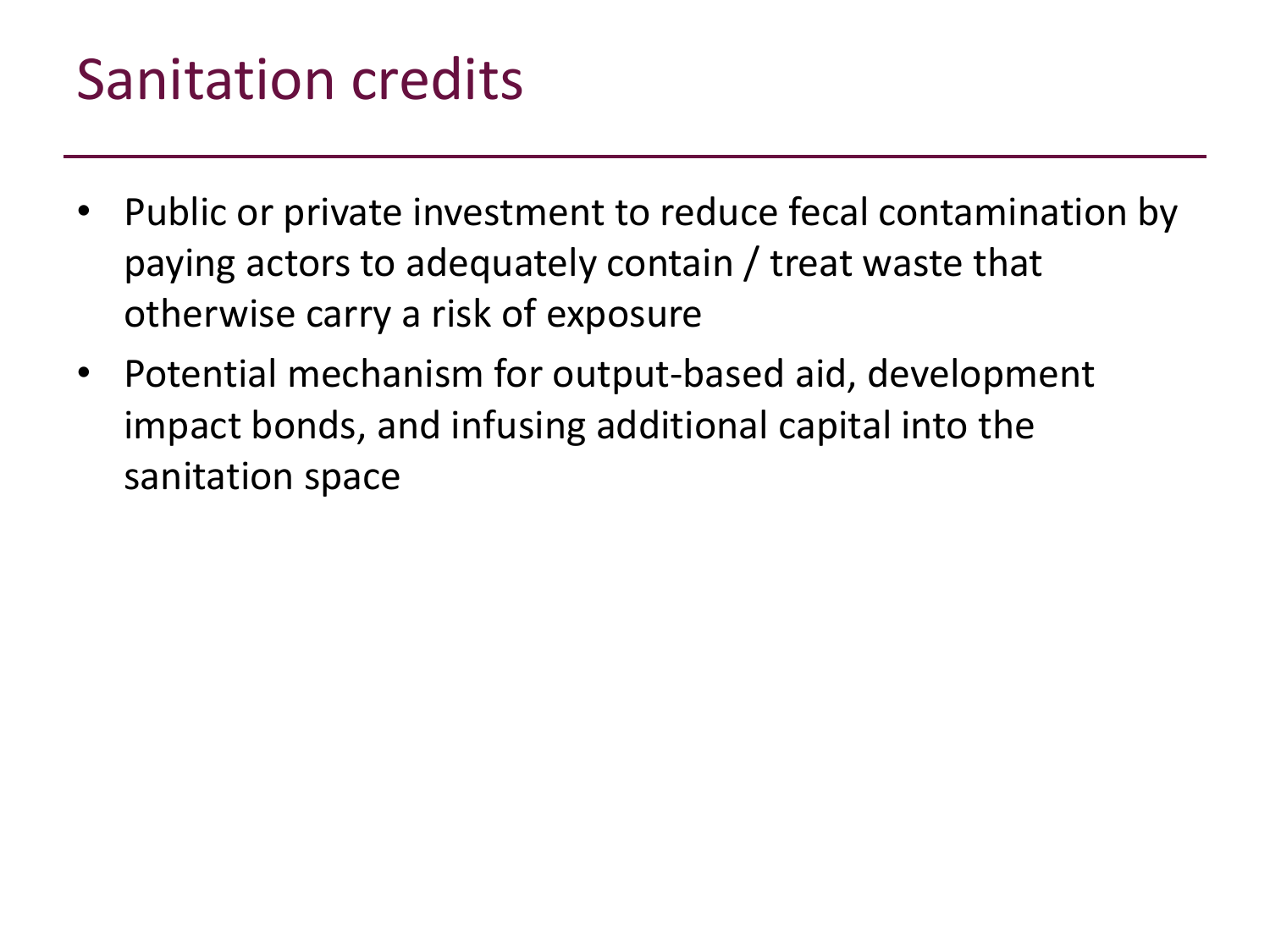# Sanitation credits

- Public or private investment to reduce fecal contamination by paying actors to adequately contain / treat waste that otherwise carry a risk of exposure
- Potential mechanism for output-based aid, development impact bonds, and infusing additional capital into the sanitation space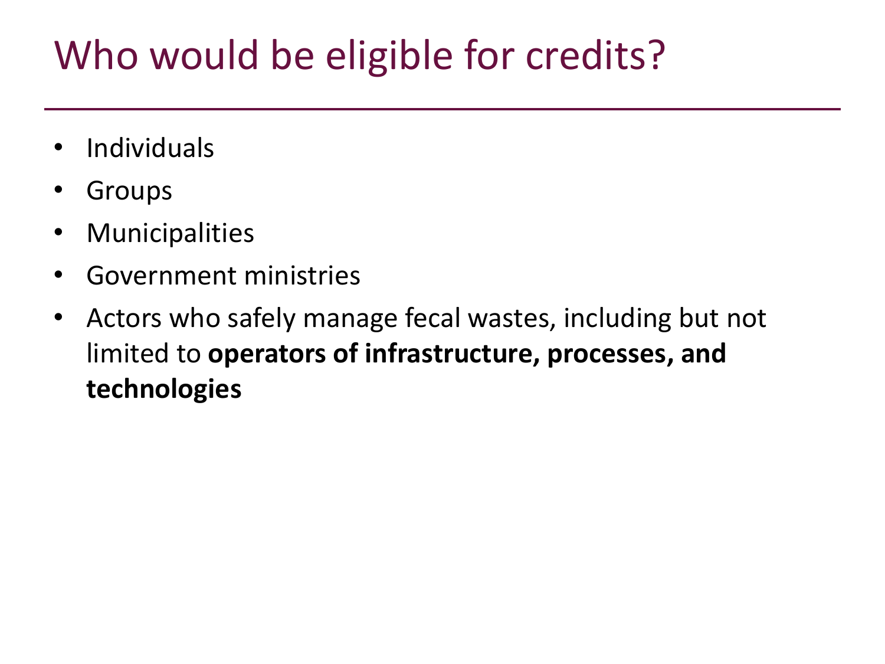# Who would be eligible for credits?

- Individuals
- Groups
- Municipalities
- Government ministries
- Actors who safely manage fecal wastes, including but not limited to **operators of infrastructure, processes, and technologies**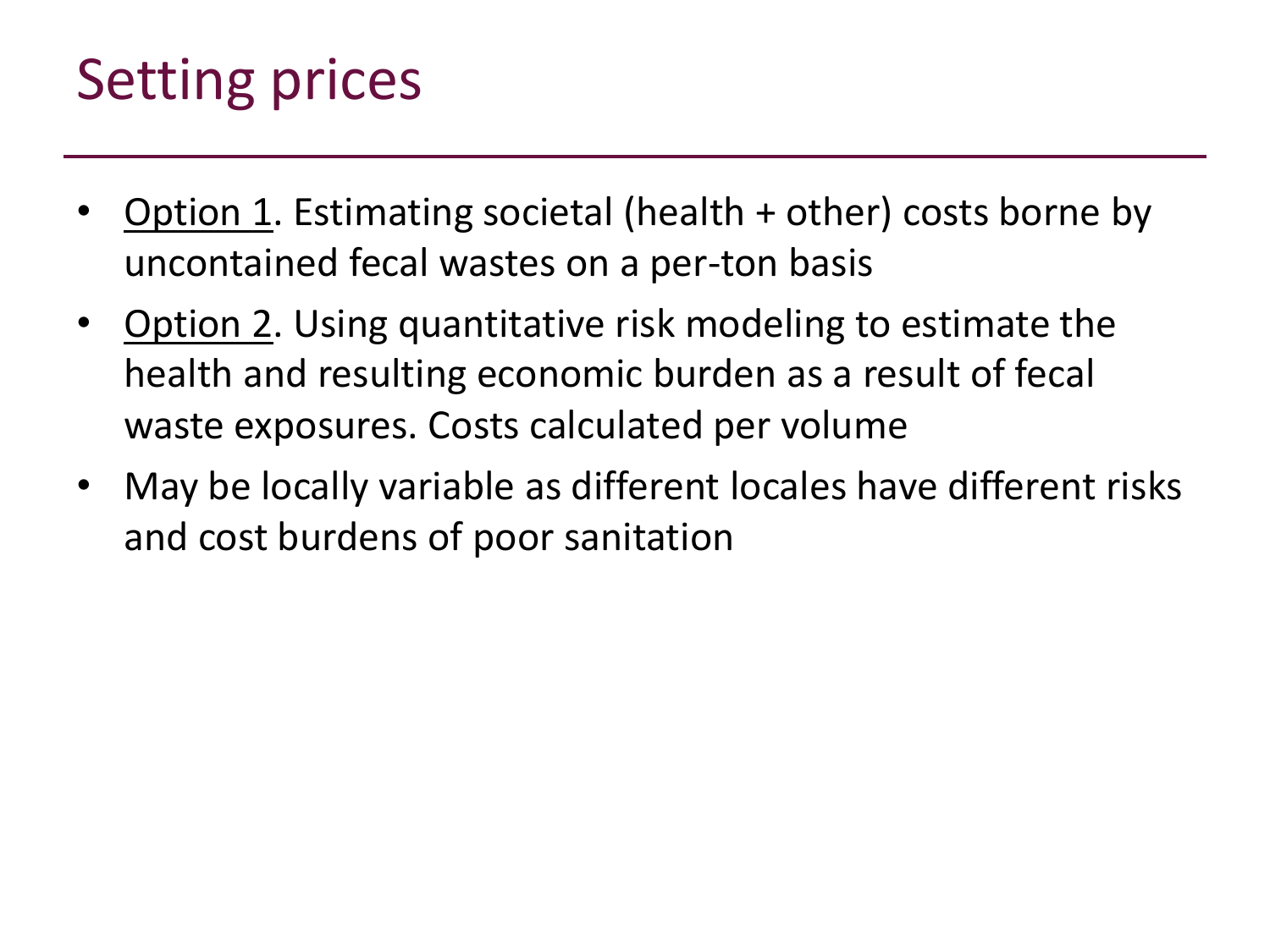# Setting prices

- <u>Option 1</u>. Estimating societal (health + other) costs borne by uncontained fecal wastes on a per-ton basis
- <u>Option 2</u>. Using quantitative risk modeling to estimate the health and resulting economic burden as a result of fecal waste exposures. Costs calculated per volume
- May be locally variable as different locales have different risks and cost burdens of poor sanitation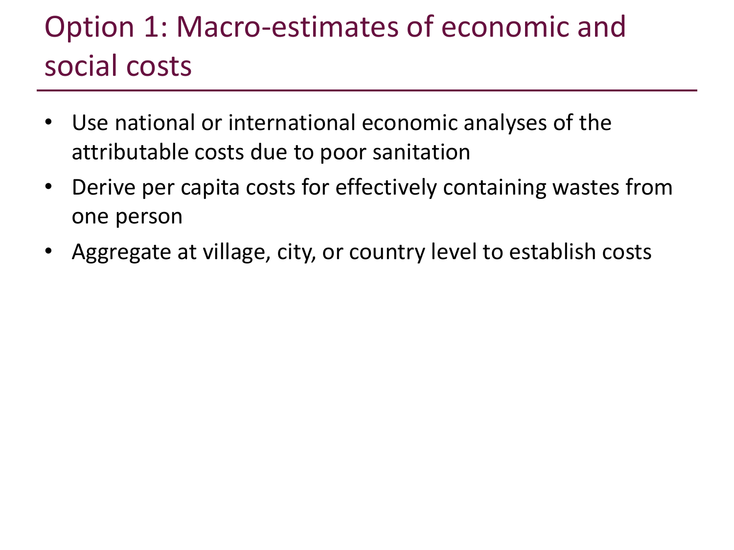# Option 1: Macro-estimates of economic and social costs

- Use national or international economic analyses of the attributable costs due to poor sanitation
- Derive per capita costs for effectively containing wastes from one person
- Aggregate at village, city, or country level to establish costs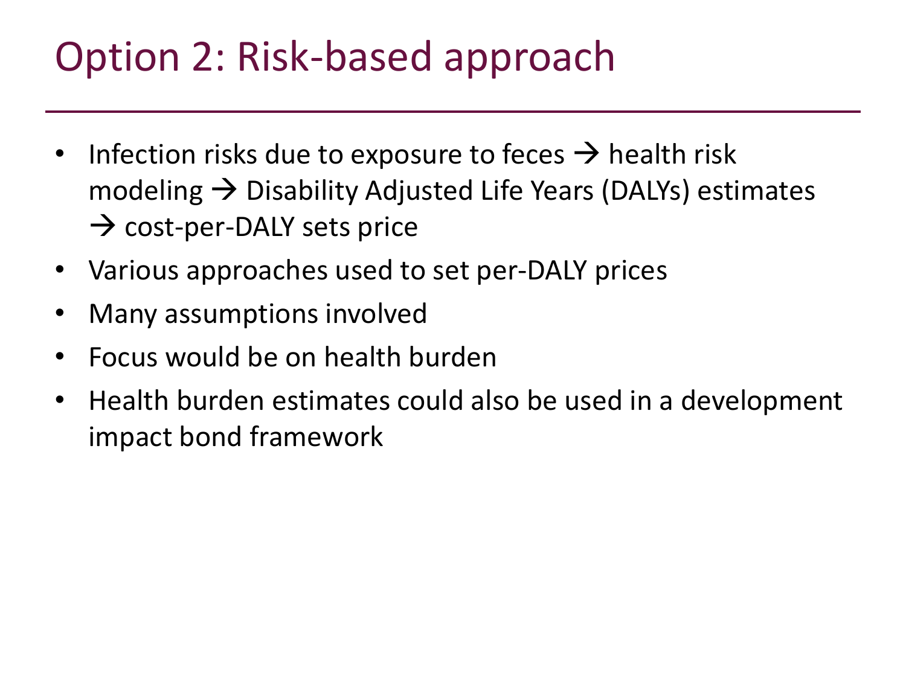# Option 2: Risk-based approach

- Infection risks due to exposure to feces → health risk modeling → Disability Adjusted Life Years (DALYs) estimates → cost-per-DALY sets price
- Various approaches used to set per-DALY prices
- Many assumptions involved
- Focus would be on health burden
- Health burden estimates could also be used in a development impact bond framework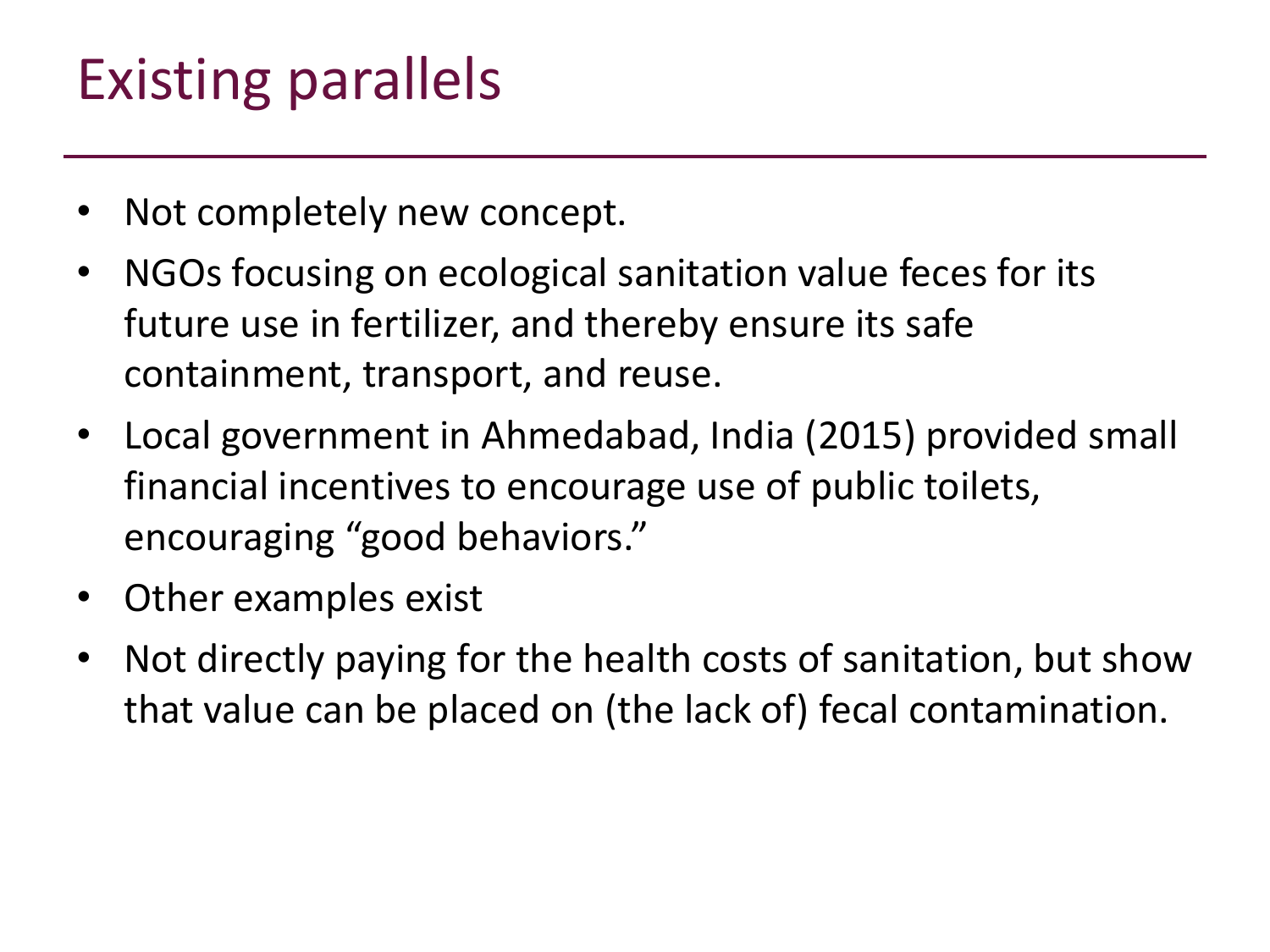# Existing parallels

- Not completely new concept.
- NGOs focusing on ecological sanitation value feces for its future use in fertilizer, and thereby ensure its safe containment, transport, and reuse.
- Local government in Ahmedabad, India (2015) provided small financial incentives to encourage use of public toilets, encouraging "good behaviors."
- Other examples exist
- Not directly paying for the health costs of sanitation, but show that value can be placed on (the lack of) fecal contamination.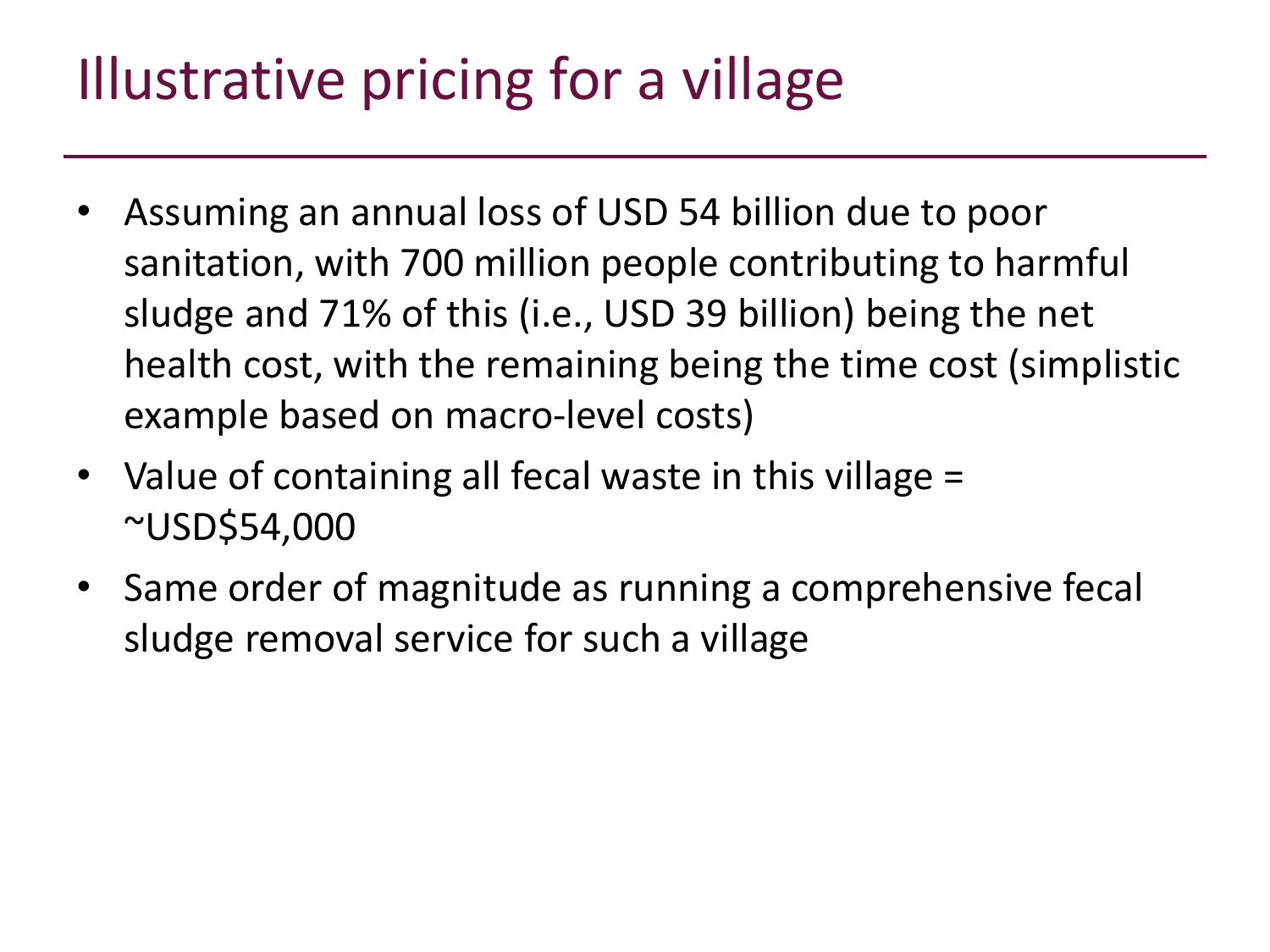# Illustrative pricing for a village

- Assuming an annual loss of USD 54 billion due to poor sanitation, with 700 million people contributing to harmful sludge and 71% of this (i.e., USD 39 billion) being the net health cost, with the remaining being the time cost (simplistic example based on macro-level costs)
- Value of containing all fecal waste in this village = ~USD$54,000
- Same order of magnitude as running a comprehensive fecal sludge removal service for such a village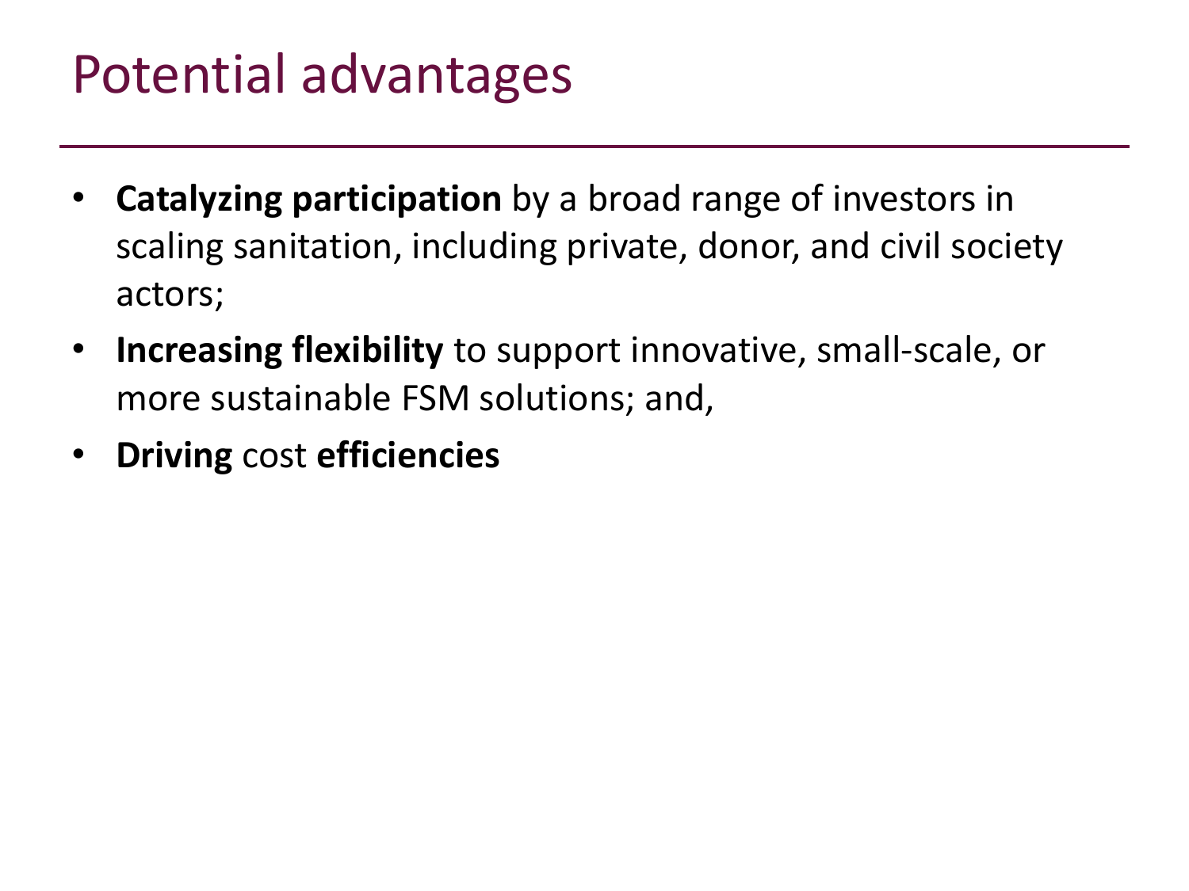# Potential advantages

- **Catalyzing participation** by a broad range of investors in scaling sanitation, including private, donor, and civil society actors;
- **Increasing flexibility** to support innovative, small-scale, or more sustainable FSM solutions; and,
- **Driving** cost **efficiencies**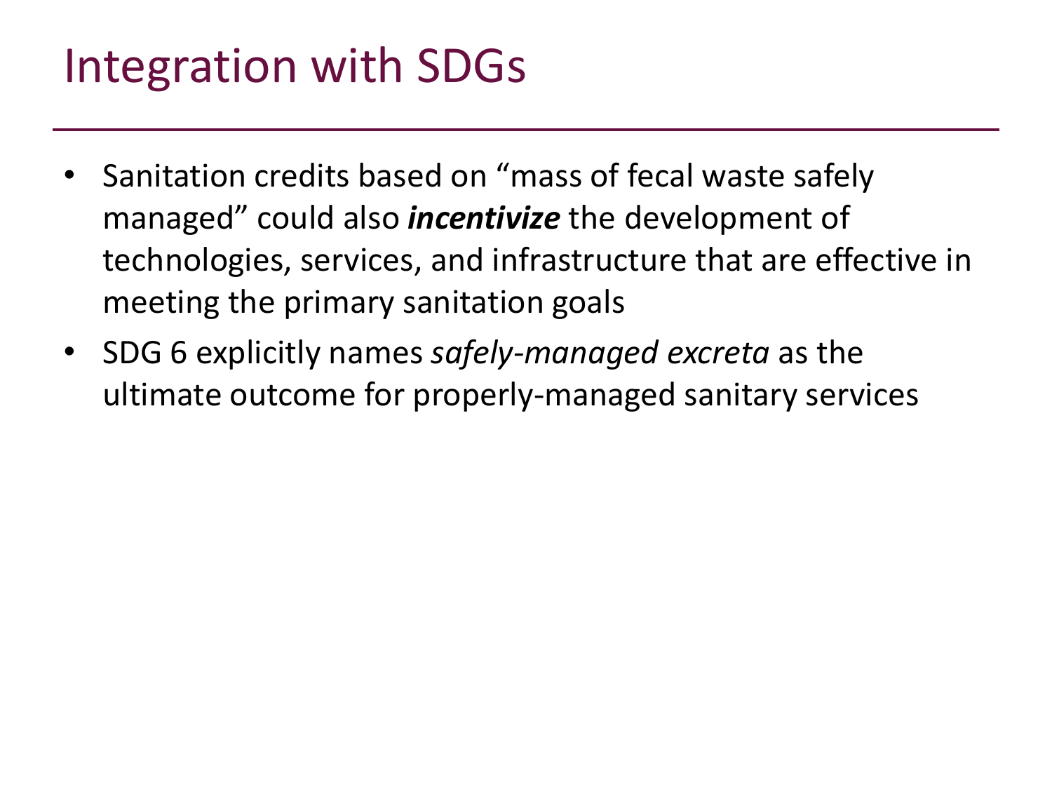# Integration with SDGs

- Sanitation credits based on "mass of fecal waste safely managed" could also ***incentivize*** the development of technologies, services, and infrastructure that are effective in meeting the primary sanitation goals
- SDG 6 explicitly names *safely-managed excreta* as the ultimate outcome for properly-managed sanitary services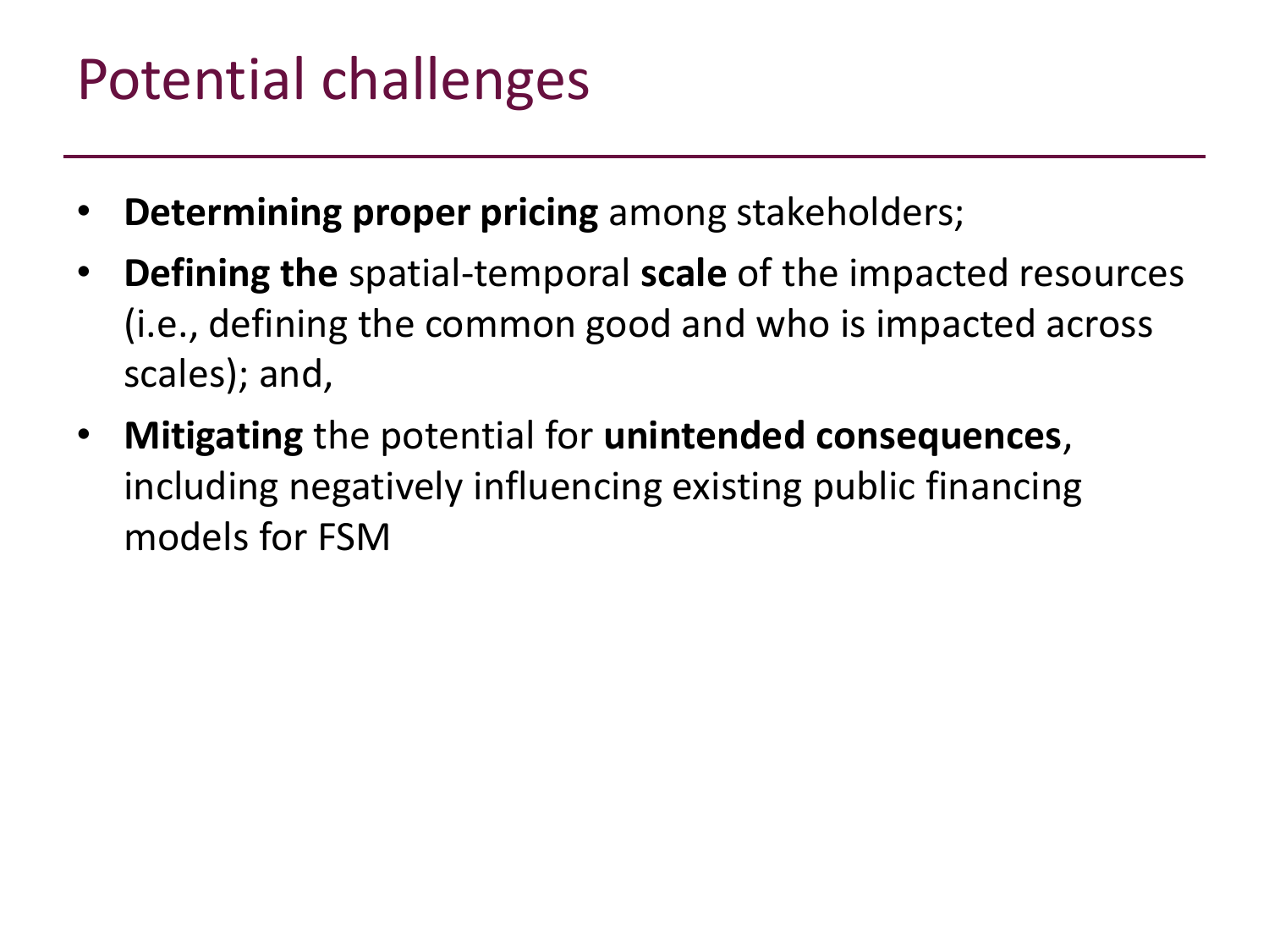# Potential challenges

- **Determining proper pricing** among stakeholders;
- **Defining the** spatial-temporal **scale** of the impacted resources (i.e., defining the common good and who is impacted across scales); and,
- **Mitigating** the potential for **unintended consequences**, including negatively influencing existing public financing models for FSM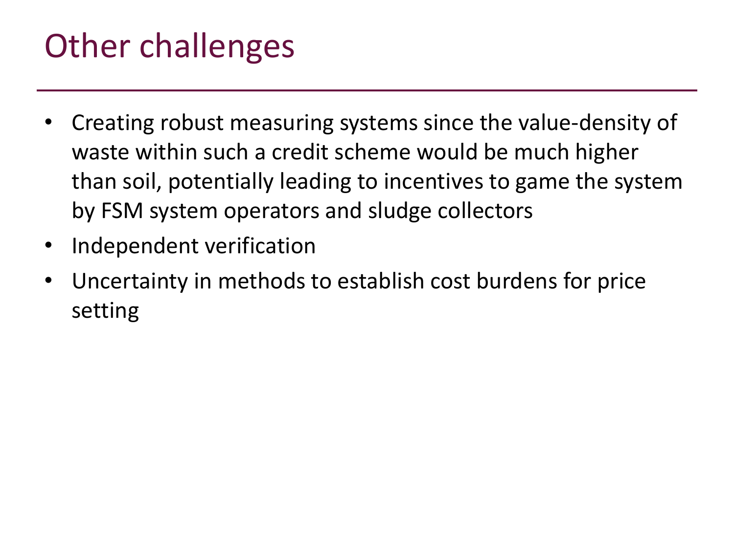# Other challenges

- Creating robust measuring systems since the value-density of waste within such a credit scheme would be much higher than soil, potentially leading to incentives to game the system by FSM system operators and sludge collectors
- Independent verification
- Uncertainty in methods to establish cost burdens for price setting